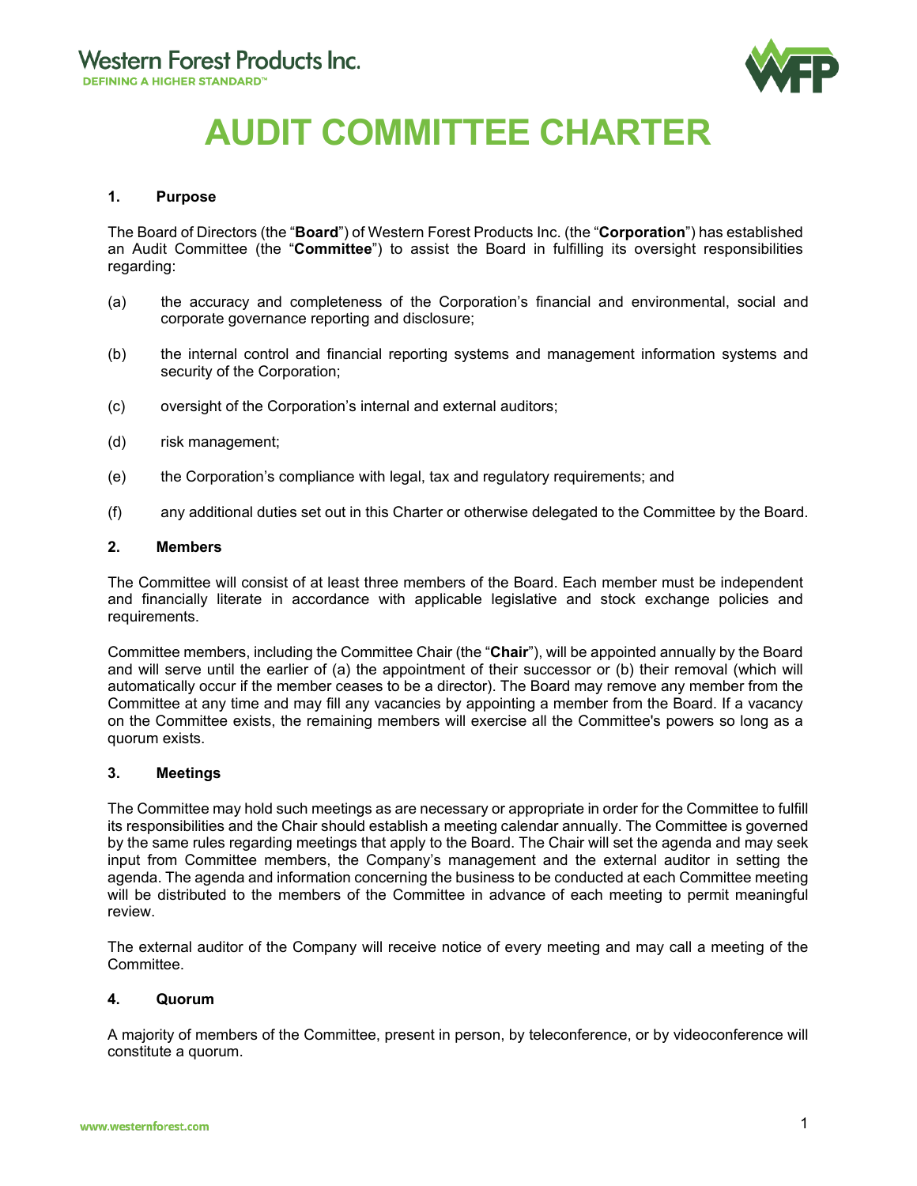# AUDIT COMMITTEE CHARTER

## 1. Purpose

The Board of Directors (the "**Board**") of Western Forest Products Inc. (the "**Corporation**") has established an Audit Committee (the "**Committee**") to assist the Board in fulfilling its oversight responsibilities regarding:

(a) the accuracy and completeness of the Corporation's financial and environmental, social and corporate governance reporting and disclosure;

(b) the internal control and financial reporting systems and management information systems and security of the Corporation;

(c) oversight of the Corporation's internal and external auditors;

(d) risk management;

(e) the Corporation's compliance with legal, tax and regulatory requirements; and

(f) any additional duties set out in this Charter or otherwise delegated to the Committee by the Board.

## 2. Members

The Committee will consist of at least three members of the Board. Each member must be independent and financially literate in accordance with applicable legislative and stock exchange policies and requirements.

Committee members, including the Committee Chair (the "**Chair**"), will be appointed annually by the Board and will serve until the earlier of (a) the appointment of their successor or (b) their removal (which will automatically occur if the member ceases to be a director). The Board may remove any member from the Committee at any time and may fill any vacancies by appointing a member from the Board. If a vacancy on the Committee exists, the remaining members will exercise all the Committee's powers so long as a quorum exists.

## 3. Meetings

The Committee may hold such meetings as are necessary or appropriate in order for the Committee to fulfill its responsibilities and the Chair should establish a meeting calendar annually. The Committee is governed by the same rules regarding meetings that apply to the Board. The Chair will set the agenda and may seek input from Committee members, the Company's management and the external auditor in setting the agenda. The agenda and information concerning the business to be conducted at each Committee meeting will be distributed to the members of the Committee in advance of each meeting to permit meaningful review.

The external auditor of the Company will receive notice of every meeting and may call a meeting of the Committee.

## 4. Quorum

A majority of members of the Committee, present in person, by teleconference, or by videoconference will constitute a quorum.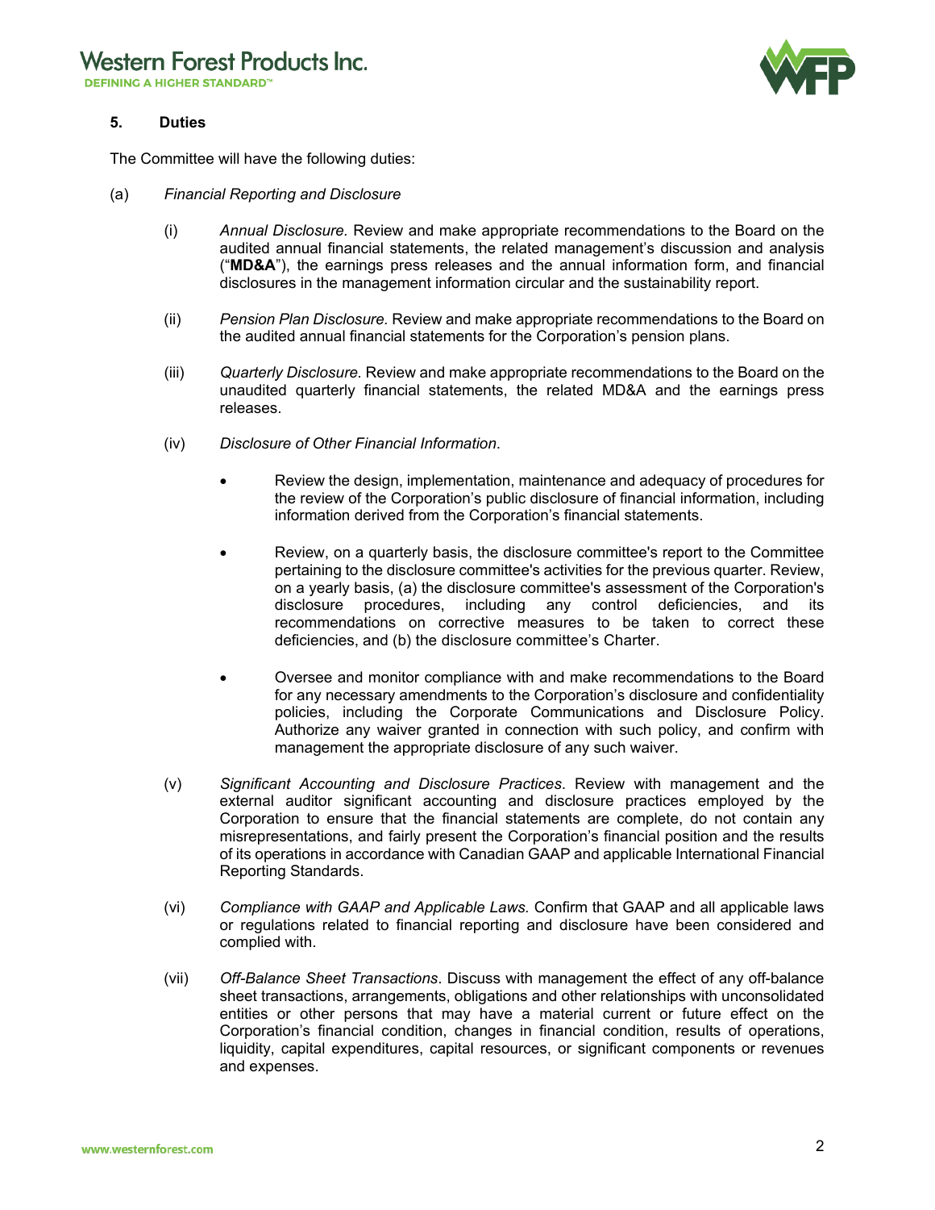## 5. Duties

The Committee will have the following duties:

(a) *Financial Reporting and Disclosure*

(i) *Annual Disclosure.* Review and make appropriate recommendations to the Board on the audited annual financial statements, the related management's discussion and analysis ("**MD&A**"), the earnings press releases and the annual information form, and financial disclosures in the management information circular and the sustainability report.

(ii) *Pension Plan Disclosure.* Review and make appropriate recommendations to the Board on the audited annual financial statements for the Corporation's pension plans.

(iii) *Quarterly Disclosure.* Review and make appropriate recommendations to the Board on the unaudited quarterly financial statements, the related MD&A and the earnings press releases.

(iv) *Disclosure of Other Financial Information*.

- Review the design, implementation, maintenance and adequacy of procedures for the review of the Corporation's public disclosure of financial information, including information derived from the Corporation's financial statements.
- Review, on a quarterly basis, the disclosure committee's report to the Committee pertaining to the disclosure committee's activities for the previous quarter. Review, on a yearly basis, (a) the disclosure committee's assessment of the Corporation's disclosure procedures, including any control deficiencies, and its recommendations on corrective measures to be taken to correct these deficiencies, and (b) the disclosure committee's Charter.
- Oversee and monitor compliance with and make recommendations to the Board for any necessary amendments to the Corporation's disclosure and confidentiality policies, including the Corporate Communications and Disclosure Policy. Authorize any waiver granted in connection with such policy, and confirm with management the appropriate disclosure of any such waiver.

(v) *Significant Accounting and Disclosure Practices*. Review with management and the external auditor significant accounting and disclosure practices employed by the Corporation to ensure that the financial statements are complete, do not contain any misrepresentations, and fairly present the Corporation's financial position and the results of its operations in accordance with Canadian GAAP and applicable International Financial Reporting Standards.

(vi) *Compliance with GAAP and Applicable Laws.* Confirm that GAAP and all applicable laws or regulations related to financial reporting and disclosure have been considered and complied with.

(vii) *Off-Balance Sheet Transactions*. Discuss with management the effect of any off-balance sheet transactions, arrangements, obligations and other relationships with unconsolidated entities or other persons that may have a material current or future effect on the Corporation's financial condition, changes in financial condition, results of operations, liquidity, capital expenditures, capital resources, or significant components or revenues and expenses.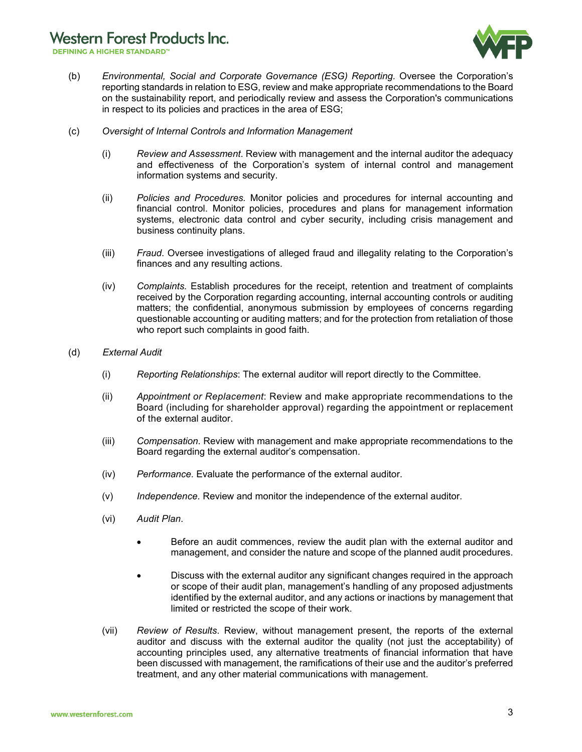(b) *Environmental, Social and Corporate Governance (ESG) Reporting.* Oversee the Corporation's reporting standards in relation to ESG, review and make appropriate recommendations to the Board on the sustainability report, and periodically review and assess the Corporation's communications in respect to its policies and practices in the area of ESG;

(c) *Oversight of Internal Controls and Information Management*

(i) *Review and Assessment*. Review with management and the internal auditor the adequacy and effectiveness of the Corporation's system of internal control and management information systems and security.

(ii) *Policies and Procedures.* Monitor policies and procedures for internal accounting and financial control. Monitor policies, procedures and plans for management information systems, electronic data control and cyber security, including crisis management and business continuity plans.

(iii) *Fraud*. Oversee investigations of alleged fraud and illegality relating to the Corporation's finances and any resulting actions.

(iv) *Complaints.* Establish procedures for the receipt, retention and treatment of complaints received by the Corporation regarding accounting, internal accounting controls or auditing matters; the confidential, anonymous submission by employees of concerns regarding questionable accounting or auditing matters; and for the protection from retaliation of those who report such complaints in good faith.

(d) *External Audit*

(i) *Reporting Relationships*: The external auditor will report directly to the Committee.

(ii) *Appointment or Replacement*: Review and make appropriate recommendations to the Board (including for shareholder approval) regarding the appointment or replacement of the external auditor.

(iii) *Compensation*. Review with management and make appropriate recommendations to the Board regarding the external auditor's compensation.

(iv) *Performance.* Evaluate the performance of the external auditor.

(v) *Independence*. Review and monitor the independence of the external auditor.

(vi) *Audit Plan*.

- Before an audit commences, review the audit plan with the external auditor and management, and consider the nature and scope of the planned audit procedures.
- Discuss with the external auditor any significant changes required in the approach or scope of their audit plan, management's handling of any proposed adjustments identified by the external auditor, and any actions or inactions by management that limited or restricted the scope of their work.

(vii) *Review of Results*. Review, without management present, the reports of the external auditor and discuss with the external auditor the quality (not just the acceptability) of accounting principles used, any alternative treatments of financial information that have been discussed with management, the ramifications of their use and the auditor's preferred treatment, and any other material communications with management.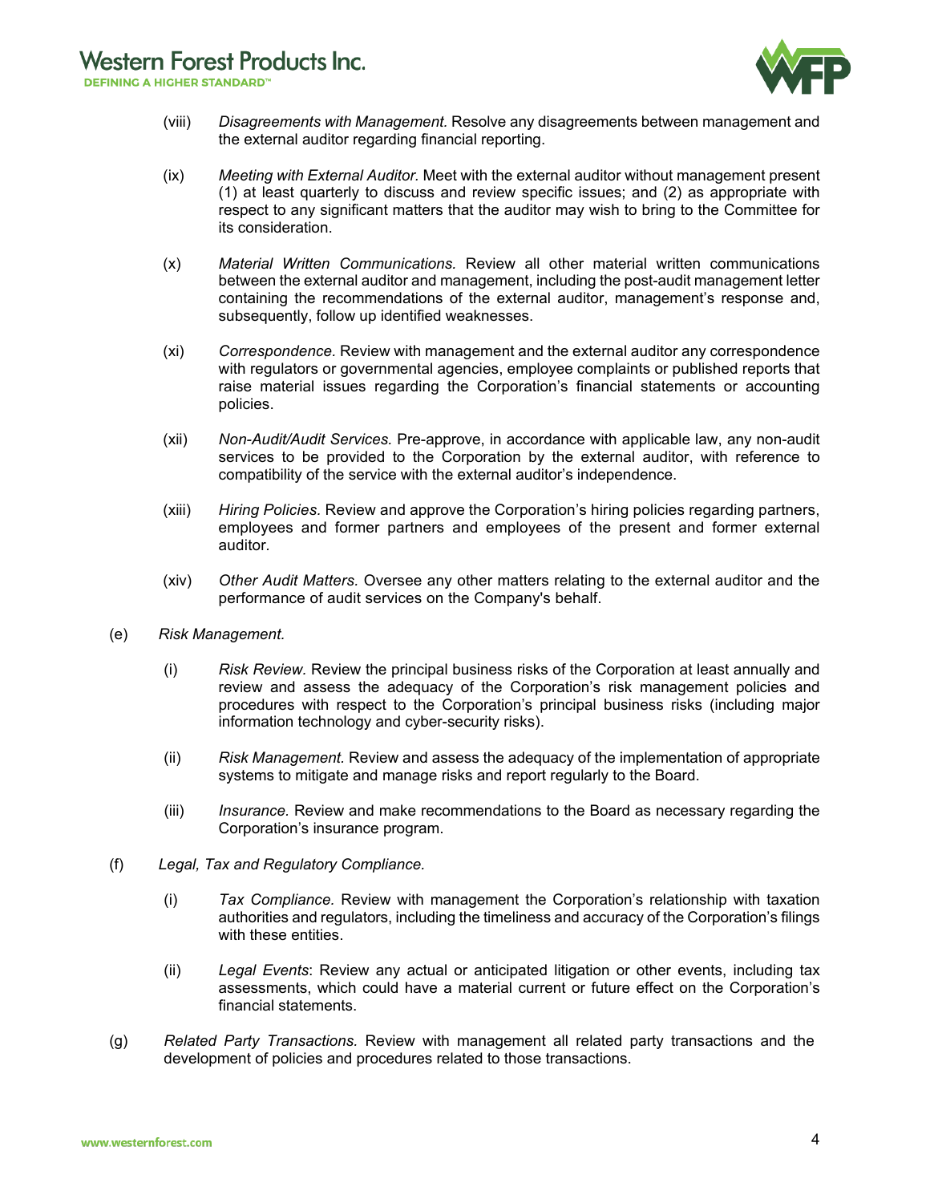(viii) *Disagreements with Management.* Resolve any disagreements between management and the external auditor regarding financial reporting.

(ix) *Meeting with External Auditor.* Meet with the external auditor without management present (1) at least quarterly to discuss and review specific issues; and (2) as appropriate with respect to any significant matters that the auditor may wish to bring to the Committee for its consideration.

(x) *Material Written Communications.* Review all other material written communications between the external auditor and management, including the post-audit management letter containing the recommendations of the external auditor, management's response and, subsequently, follow up identified weaknesses.

(xi) *Correspondence.* Review with management and the external auditor any correspondence with regulators or governmental agencies, employee complaints or published reports that raise material issues regarding the Corporation's financial statements or accounting policies.

(xii) *Non-Audit/Audit Services.* Pre-approve, in accordance with applicable law, any non-audit services to be provided to the Corporation by the external auditor, with reference to compatibility of the service with the external auditor's independence.

(xiii) *Hiring Policies.* Review and approve the Corporation's hiring policies regarding partners, employees and former partners and employees of the present and former external auditor.

(xiv) *Other Audit Matters.* Oversee any other matters relating to the external auditor and the performance of audit services on the Company's behalf.

(e) *Risk Management.*

(i) *Risk Review.* Review the principal business risks of the Corporation at least annually and review and assess the adequacy of the Corporation's risk management policies and procedures with respect to the Corporation's principal business risks (including major information technology and cyber-security risks).

(ii) *Risk Management.* Review and assess the adequacy of the implementation of appropriate systems to mitigate and manage risks and report regularly to the Board.

(iii) *Insurance.* Review and make recommendations to the Board as necessary regarding the Corporation's insurance program.

(f) *Legal, Tax and Regulatory Compliance.*

(i) *Tax Compliance.* Review with management the Corporation's relationship with taxation authorities and regulators, including the timeliness and accuracy of the Corporation's filings with these entities.

(ii) *Legal Events*: Review any actual or anticipated litigation or other events, including tax assessments, which could have a material current or future effect on the Corporation's financial statements.

(g) *Related Party Transactions.* Review with management all related party transactions and the development of policies and procedures related to those transactions.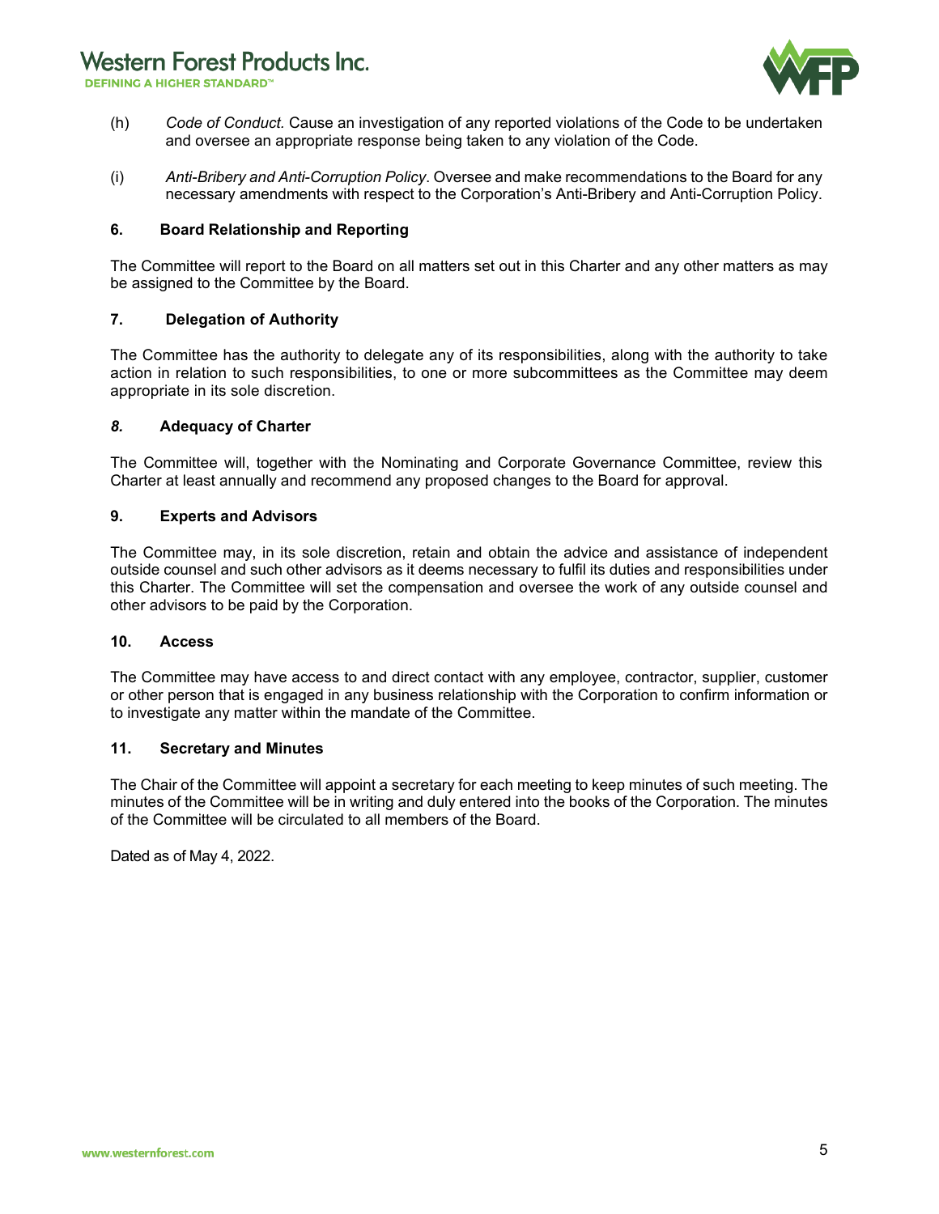(h) *Code of Conduct.* Cause an investigation of any reported violations of the Code to be undertaken and oversee an appropriate response being taken to any violation of the Code.

(i) *Anti-Bribery and Anti-Corruption Policy*. Oversee and make recommendations to the Board for any necessary amendments with respect to the Corporation's Anti-Bribery and Anti-Corruption Policy.

### 6. Board Relationship and Reporting

The Committee will report to the Board on all matters set out in this Charter and any other matters as may be assigned to the Committee by the Board.

### 7. Delegation of Authority

The Committee has the authority to delegate any of its responsibilities, along with the authority to take action in relation to such responsibilities, to one or more subcommittees as the Committee may deem appropriate in its sole discretion.

### *8.* Adequacy of Charter

The Committee will, together with the Nominating and Corporate Governance Committee, review this Charter at least annually and recommend any proposed changes to the Board for approval.

### 9. Experts and Advisors

The Committee may, in its sole discretion, retain and obtain the advice and assistance of independent outside counsel and such other advisors as it deems necessary to fulfil its duties and responsibilities under this Charter. The Committee will set the compensation and oversee the work of any outside counsel and other advisors to be paid by the Corporation.

### 10. Access

The Committee may have access to and direct contact with any employee, contractor, supplier, customer or other person that is engaged in any business relationship with the Corporation to confirm information or to investigate any matter within the mandate of the Committee.

### 11. Secretary and Minutes

The Chair of the Committee will appoint a secretary for each meeting to keep minutes of such meeting. The minutes of the Committee will be in writing and duly entered into the books of the Corporation. The minutes of the Committee will be circulated to all members of the Board.

Dated as of May 4, 2022.